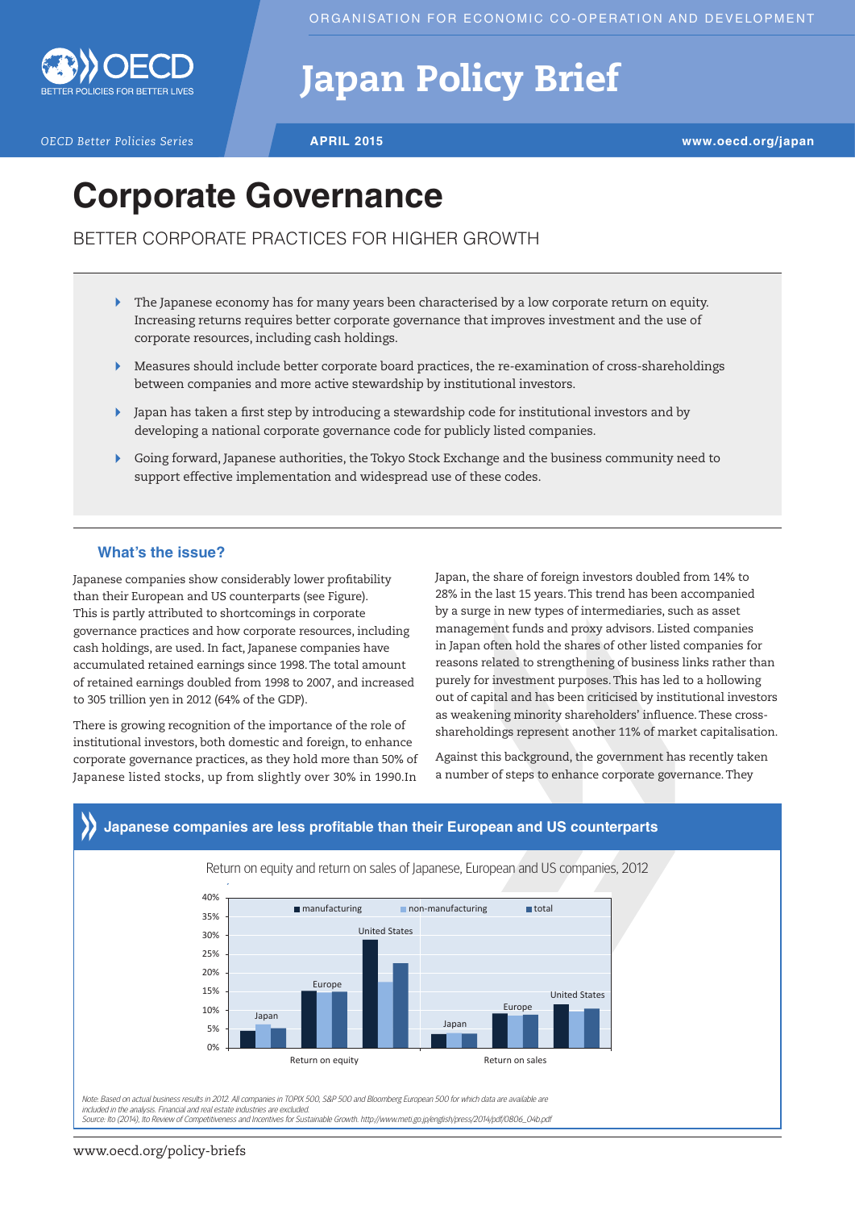# Japan Policy Brief

**APRIL 2015**

# Corporate Governance

## BETTER CORPORATE PRACTICES FOR HIGHER GROWTH

- The Japanese economy has for many years been characterised by a low corporate return on equity. Increasing returns requires better corporate governance that improves investment and the use of corporate resources, including cash holdings.
- Measures should include better corporate board practices, the re-examination of cross-shareholdings between companies and more active stewardship by institutional investors.
- Japan has taken a first step by introducing a stewardship code for institutional investors and by developing a national corporate governance code for publicly listed companies.
- Going forward, Japanese authorities, the Tokyo Stock Exchange and the business community need to support effective implementation and widespread use of these codes.

### What's the issue?

Japanese companies show considerably lower profitability than their European and US counterparts (see Figure). This is partly attributed to shortcomings in corporate governance practices and how corporate resources, including cash holdings, are used. In fact, Japanese companies have accumulated retained earnings since 1998. The total amount of retained earnings doubled from 1998 to 2007, and increased to 305 trillion yen in 2012 (64% of the GDP).

There is growing recognition of the importance of the role of institutional investors, both domestic and foreign, to enhance corporate governance practices, as they hold more than 50% of Japanese listed stocks, up from slightly over 30% in 1990. In Japan, the share of foreign investors doubled from 14% to 28% in the last 15 years. This trend has been accompanied by a surge in new types of intermediaries, such as asset management funds and proxy advisors. Listed companies in Japan often hold the shares of other listed companies for reasons related to strengthening of business links rather than purely for investment purposes. This has led to a hollowing out of capital and has been criticised by institutional investors as weakening minority shareholders' influence. These cross-shareholdings represent another 11% of market capitalisation.

Against this background, the government has recently taken a number of steps to enhance corporate governance. They

### Japanese companies are less profitable than their European and US counterparts

Return on equity and return on sales of Japanese, European and US companies, 2012

| | | manufacturing | non-manufacturing | total |
|---|---|---|---|---|
| Return on equity | Japan | ~4% | ~6% | ~5% |
| | Europe | ~15% | ~15% | ~15% |
| | United States | ~29% | ~17% | ~23% |
| Return on sales | Japan | ~3.5% | ~4% | ~3.5% |
| | Europe | ~9% | ~8.5% | ~9% |
| | United States | ~11.5% | ~9.5% | ~10.5% |

*Note: Based on actual business results in 2012. All companies in TOPIX 500, S&P 500 and Bloomberg European 500 for which data are available are included in the analysis. Financial and real estate industries are excluded.*
*Source: Ito (2014), Ito Review of Competitiveness and Incentives for Sustainable Growth. http://www.meti.go.jp/english/press/2014/pdf/0806_04b.pdf*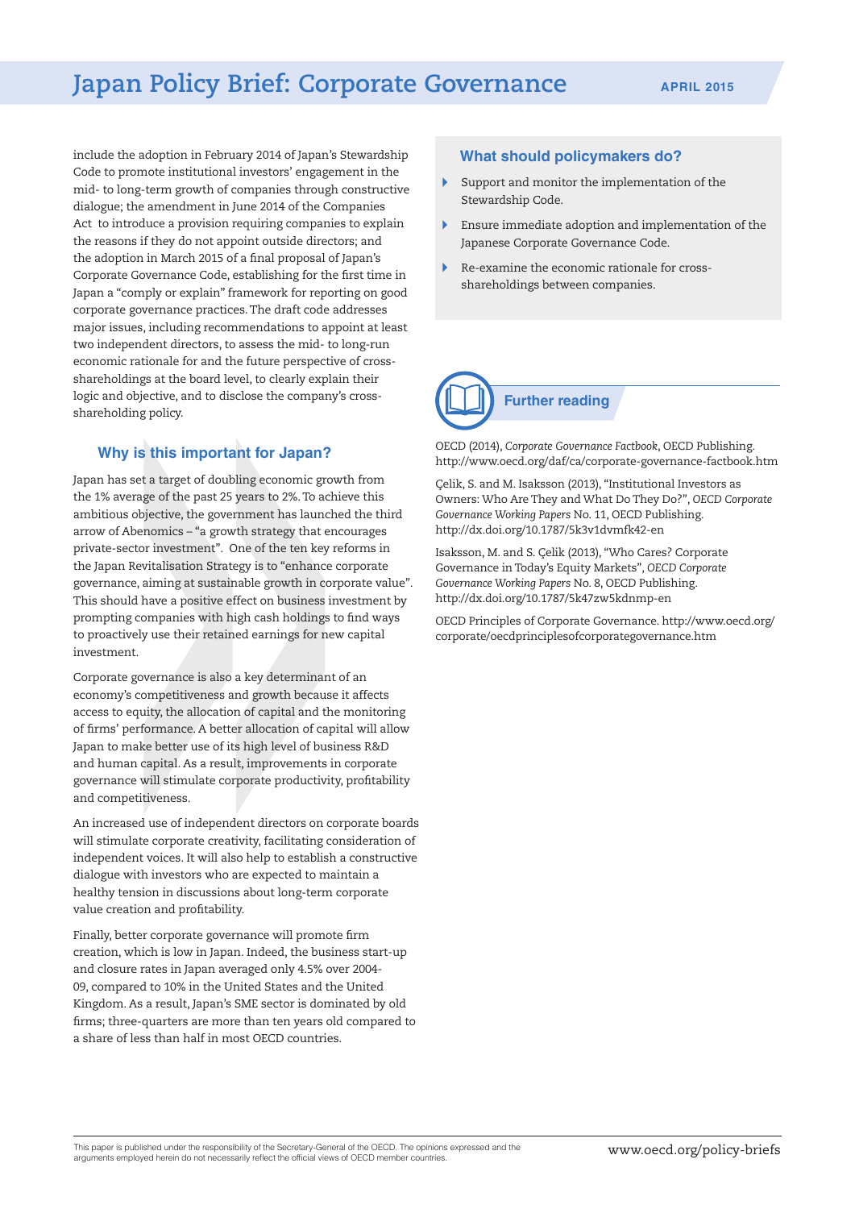include the adoption in February 2014 of Japan's Stewardship Code to promote institutional investors' engagement in the mid- to long-term growth of companies through constructive dialogue; the amendment in June 2014 of the Companies Act to introduce a provision requiring companies to explain the reasons if they do not appoint outside directors; and the adoption in March 2015 of a final proposal of Japan's Corporate Governance Code, establishing for the first time in Japan a "comply or explain" framework for reporting on good corporate governance practices. The draft code addresses major issues, including recommendations to appoint at least two independent directors, to assess the mid- to long-run economic rationale for and the future perspective of cross-shareholdings at the board level, to clearly explain their logic and objective, and to disclose the company's cross-shareholding policy.

## Why is this important for Japan?

Japan has set a target of doubling economic growth from the 1% average of the past 25 years to 2%. To achieve this ambitious objective, the government has launched the third arrow of Abenomics – "a growth strategy that encourages private-sector investment". One of the ten key reforms in the Japan Revitalisation Strategy is to "enhance corporate governance, aiming at sustainable growth in corporate value". This should have a positive effect on business investment by prompting companies with high cash holdings to find ways to proactively use their retained earnings for new capital investment.

Corporate governance is also a key determinant of an economy's competitiveness and growth because it affects access to equity, the allocation of capital and the monitoring of firms' performance. A better allocation of capital will allow Japan to make better use of its high level of business R&D and human capital. As a result, improvements in corporate governance will stimulate corporate productivity, profitability and competitiveness.

An increased use of independent directors on corporate boards will stimulate corporate creativity, facilitating consideration of independent voices. It will also help to establish a constructive dialogue with investors who are expected to maintain a healthy tension in discussions about long-term corporate value creation and profitability.

Finally, better corporate governance will promote firm creation, which is low in Japan. Indeed, the business start-up and closure rates in Japan averaged only 4.5% over 2004-09, compared to 10% in the United States and the United Kingdom. As a result, Japan's SME sector is dominated by old firms; three-quarters are more than ten years old compared to a share of less than half in most OECD countries.

## What should policymakers do?

- Support and monitor the implementation of the Stewardship Code.
- Ensure immediate adoption and implementation of the Japanese Corporate Governance Code.
- Re-examine the economic rationale for cross-shareholdings between companies.

## Further reading

OECD (2014), *Corporate Governance Factbook*, OECD Publishing. http://www.oecd.org/daf/ca/corporate-governance-factbook.htm

Çelik, S. and M. Isaksson (2013), "Institutional Investors as Owners: Who Are They and What Do They Do?", *OECD Corporate Governance Working Papers* No. 11, OECD Publishing. http://dx.doi.org/10.1787/5k3v1dvmfk42-en

Isaksson, M. and S. Çelik (2013), "Who Cares? Corporate Governance in Today's Equity Markets", *OECD Corporate Governance Working Papers* No. 8, OECD Publishing. http://dx.doi.org/10.1787/5k47zw5kdnmp-en

OECD Principles of Corporate Governance. http://www.oecd.org/corporate/oecdprinciplesofcorporategovernance.htm

This paper is published under the responsibility of the Secretary-General of the OECD. The opinions expressed and the arguments employed herein do not necessarily reflect the official views of OECD member countries.

www.oecd.org/policy-briefs